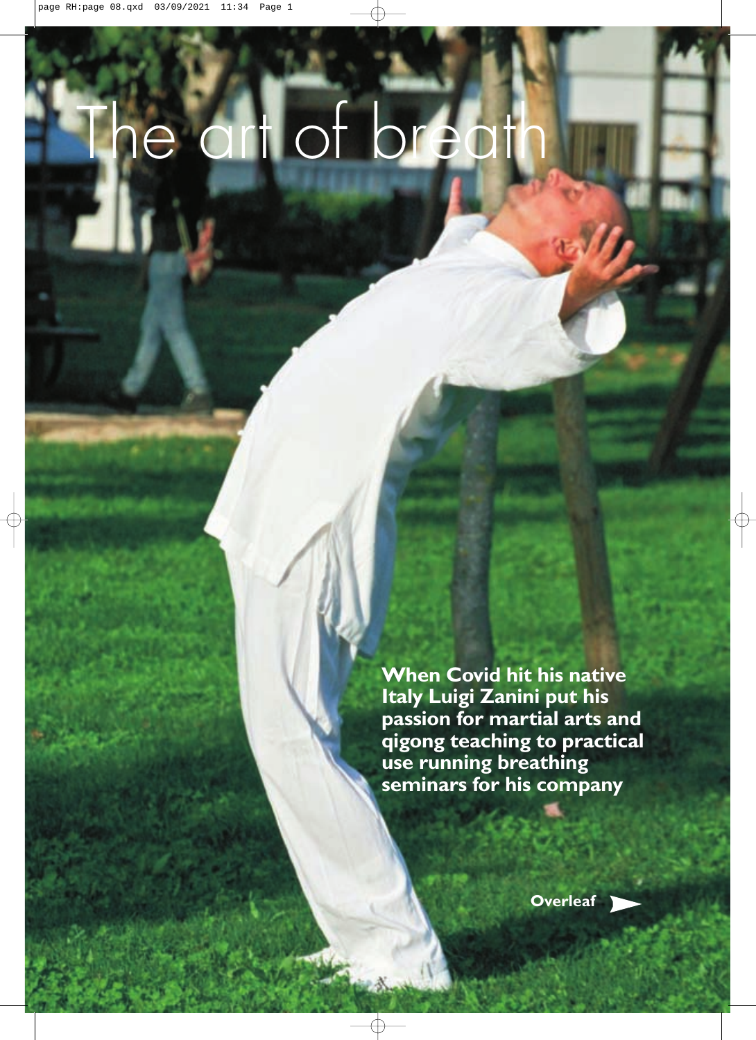# The art of breath

**When Covid hit his native Italy Luigi Zanini put his passion for martial arts and qigong teaching to practical use running breathing seminars for his company**

**Overleaf**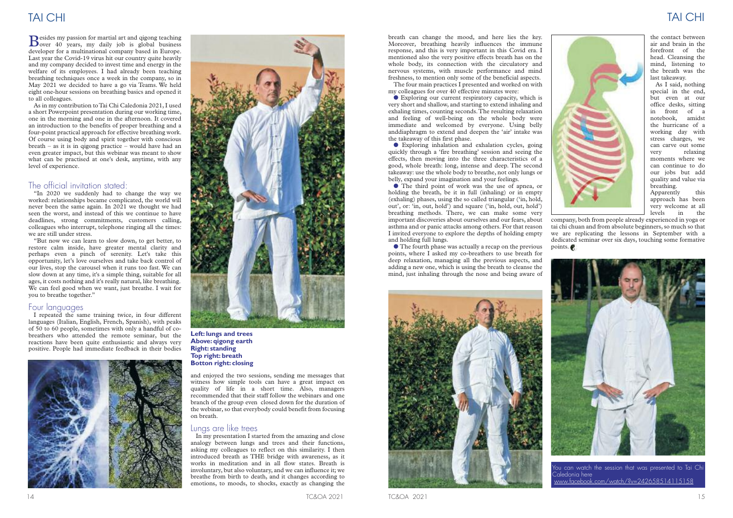Besides my passion for martial art and qigong teaching over 40 years, my daily job is global business developer for a multinational company based in Europe. Last year the Covid-19 virus hit our country quite heavily and my company decided to invest time and energy in the welfare of its employees. I had already been teaching breathing techniques once a week in the company, so in May 2021 we decided to have a go via Teams. We held eight one-hour sessions on breathing basics and opened it to all colleagues.

As in my contribution to Tai Chi Caledonia 2021, I used a short Powerpoint presentation during our working time, one in the morning and one in the afternoon. It covered an introduction to the benefits of proper breathing and a four-point practical approach for effective breathing work. Of course using body and spirit together with conscious breath – as it is in qigong practice – would have had an even greater impact, but this webinar was meant to show what can be practised at one's desk, anytime, with any level of experience.

## The official invitation stated:

"In 2020 we suddenly had to change the way we worked: relationships became complicated, the world will never been the same again. In 2021 we thought we had seen the worst, and instead of this we continue to have deadlines, strong commitments, customers calling, colleagues who interrupt, telephone ringing all the times: we are still under stress.

"But now we can learn to slow down, to get better, to restore calm inside, have greater mental clarity and perhaps even a pinch of serenity. Let's take this opportunity, let's love ourselves and take back control of our lives, stop the carousel when it runs too fast. We can slow down at any time, it's a simple thing, suitable for all ages, it costs nothing and it's really natural, like breathing. We can feel good when we want, just breathe. I wait for you to breathe together."

## Four languages

I repeated the same training twice, in four different languages (Italian, English, French, Spanish), with peaks of 50 to 60 people, sometimes with only a handful of co-breathers who attended the remote seminar, but the reactions have been quite enthusiastic and always very positive. People had immediate feedback in their bodies and enjoyed the two sessions, sending me messages that witness how simple tools can have a great impact on quality of life in a short time. Also, managers recommended that their staff follow the webinars and one branch of the group even closed down for the duration of the webinar, so that everybody could benefit from focusing on breath.

**Left: lungs and trees**
**Above: qigong earth**
**Right: standing**
**Top right: breath**
**Botton right: closing**

## Lungs are like trees

In my presentation I started from the amazing and close analogy between lungs and trees and their functions, asking my colleagues to reflect on this similarity. I then introduced breath as THE bridge with awareness, as it works in meditation and in all flow states. Breath is involuntary, but also voluntary, and we can influence it; we breathe from birth to death, and it changes according to emotions, to moods, to shocks, exactly as changing the breath can change the mood, and here lies the key. Moreover, breathing heavily influences the immune response, and this is very important in this Covid era. I mentioned also the very positive effects breath has on the whole body, its connection with the circulatory and nervous systems, with muscle performance and mind freshness, to mention only some of the beneficial aspects.

The four main practices I presented and worked on with my colleagues for over 40 effective minutes were:

- Exploring our current respiratory capacity, which is very short and shallow, and starting to extend inhaling and exhaling times, counting seconds. The resulting relaxation and feeling of well-being on the whole body were immediate and welcomed by everyone. Using belly anddiaphragm to extend and deepen the 'air' intake was the takeaway of this first phase.
- Exploring inhalation and exhalation cycles, going quickly through a 'fire breathing' session and seeing the effects, then moving into the three characteristics of a good, whole breath: long, intense and deep. The second takeaway: use the whole body to breathe, not only lungs or belly, expand your imagination and your feelings.
- The third point of work was the use of apnea, or holding the breath, be it in full (inhaling) or in empty (exhaling) phases, using the so called triangular ('in, hold, out', or: 'in, out, hold') and square ('in, hold, out, hold') breathing methods. There, we can make some very important discoveries about ourselves and our fears, about asthma and or panic attacks among others. For that reason I invited everyone to explore the depths of holding empty and holding full lungs.
- The fourth phase was actually a recap on the previous points, where I asked my co-breathers to use breath for deep relaxation, managing all the previous aspects, and adding a new one, which is using the breath to cleanse the mind, just inhaling through the nose and being aware of the contact between air and brain in the forefront of the head. Cleansing the mind, listening to the breath was the last takeaway.

As I said, nothing special in the end, but even at our office desks, sitting in front of a notebook, amidst the hurricane of a working day with stress charges, we can carve out some very relaxing moments where we can continue to do our jobs but add quality and value via breathing.

Apparently this approach has been very welcome at all levels in the company, both from people already experienced in yoga or tai chi chuan and from absolute beginners, so much so that we are replicating the lessons in September with a dedicated seminar over six days, touching some formative points.

You can watch the session that was presented to Tai Chi Caledonia here
www.facebook.com/watch/?v=242658514115158